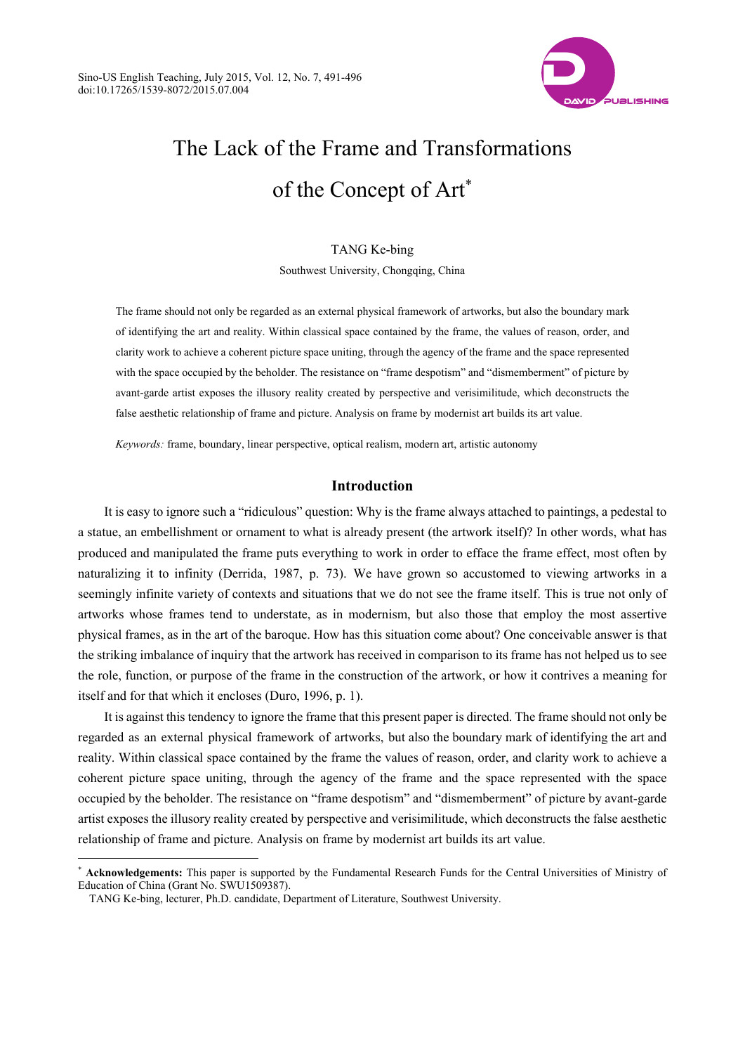# The Lack of the Frame and Transformations of the Concept of Art*

TANG Ke-bing

Southwest University, Chongqing, China

The frame should not only be regarded as an external physical framework of artworks, but also the boundary mark of identifying the art and reality. Within classical space contained by the frame, the values of reason, order, and clarity work to achieve a coherent picture space uniting, through the agency of the frame and the space represented with the space occupied by the beholder. The resistance on "frame despotism" and "dismemberment" of picture by avant-garde artist exposes the illusory reality created by perspective and verisimilitude, which deconstructs the false aesthetic relationship of frame and picture. Analysis on frame by modernist art builds its art value.

*Keywords:* frame, boundary, linear perspective, optical realism, modern art, artistic autonomy

## Introduction

It is easy to ignore such a "ridiculous" question: Why is the frame always attached to paintings, a pedestal to a statue, an embellishment or ornament to what is already present (the artwork itself)? In other words, what has produced and manipulated the frame puts everything to work in order to efface the frame effect, most often by naturalizing it to infinity (Derrida, 1987, p. 73). We have grown so accustomed to viewing artworks in a seemingly infinite variety of contexts and situations that we do not see the frame itself. This is true not only of artworks whose frames tend to understate, as in modernism, but also those that employ the most assertive physical frames, as in the art of the baroque. How has this situation come about? One conceivable answer is that the striking imbalance of inquiry that the artwork has received in comparison to its frame has not helped us to see the role, function, or purpose of the frame in the construction of the artwork, or how it contrives a meaning for itself and for that which it encloses (Duro, 1996, p. 1).

It is against this tendency to ignore the frame that this present paper is directed. The frame should not only be regarded as an external physical framework of artworks, but also the boundary mark of identifying the art and reality. Within classical space contained by the frame the values of reason, order, and clarity work to achieve a coherent picture space uniting, through the agency of the frame and the space represented with the space occupied by the beholder. The resistance on "frame despotism" and "dismemberment" of picture by avant-garde artist exposes the illusory reality created by perspective and verisimilitude, which deconstructs the false aesthetic relationship of frame and picture. Analysis on frame by modernist art builds its art value.

---

* **Acknowledgements:** This paper is supported by the Fundamental Research Funds for the Central Universities of Ministry of Education of China (Grant No. SWU1509387).

TANG Ke-bing, lecturer, Ph.D. candidate, Department of Literature, Southwest University.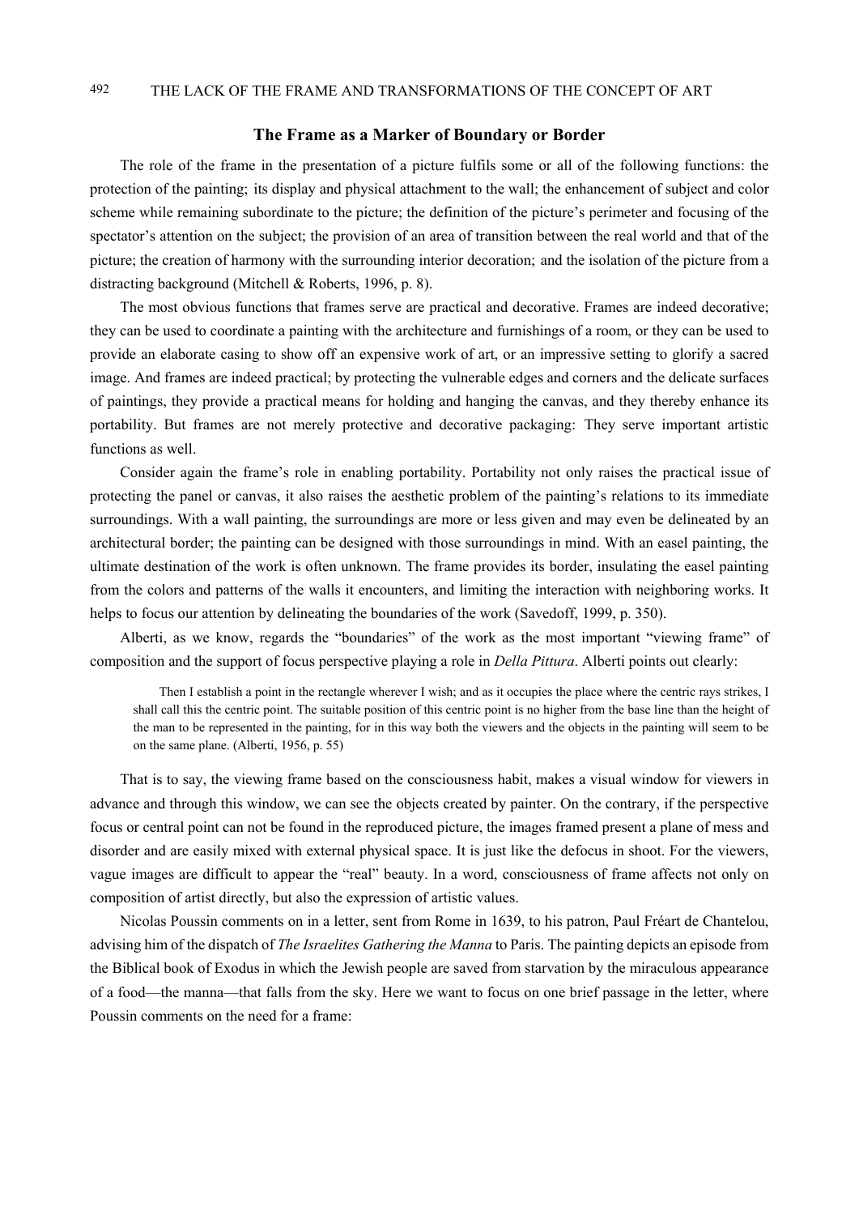## The Frame as a Marker of Boundary or Border

The role of the frame in the presentation of a picture fulfils some or all of the following functions: the protection of the painting; its display and physical attachment to the wall; the enhancement of subject and color scheme while remaining subordinate to the picture; the definition of the picture's perimeter and focusing of the spectator's attention on the subject; the provision of an area of transition between the real world and that of the picture; the creation of harmony with the surrounding interior decoration; and the isolation of the picture from a distracting background (Mitchell & Roberts, 1996, p. 8).

The most obvious functions that frames serve are practical and decorative. Frames are indeed decorative; they can be used to coordinate a painting with the architecture and furnishings of a room, or they can be used to provide an elaborate casing to show off an expensive work of art, or an impressive setting to glorify a sacred image. And frames are indeed practical; by protecting the vulnerable edges and corners and the delicate surfaces of paintings, they provide a practical means for holding and hanging the canvas, and they thereby enhance its portability. But frames are not merely protective and decorative packaging: They serve important artistic functions as well.

Consider again the frame's role in enabling portability. Portability not only raises the practical issue of protecting the panel or canvas, it also raises the aesthetic problem of the painting's relations to its immediate surroundings. With a wall painting, the surroundings are more or less given and may even be delineated by an architectural border; the painting can be designed with those surroundings in mind. With an easel painting, the ultimate destination of the work is often unknown. The frame provides its border, insulating the easel painting from the colors and patterns of the walls it encounters, and limiting the interaction with neighboring works. It helps to focus our attention by delineating the boundaries of the work (Savedoff, 1999, p. 350).

Alberti, as we know, regards the "boundaries" of the work as the most important "viewing frame" of composition and the support of focus perspective playing a role in *Della Pittura*. Alberti points out clearly:

> Then I establish a point in the rectangle wherever I wish; and as it occupies the place where the centric rays strikes, I shall call this the centric point. The suitable position of this centric point is no higher from the base line than the height of the man to be represented in the painting, for in this way both the viewers and the objects in the painting will seem to be on the same plane. (Alberti, 1956, p. 55)

That is to say, the viewing frame based on the consciousness habit, makes a visual window for viewers in advance and through this window, we can see the objects created by painter. On the contrary, if the perspective focus or central point can not be found in the reproduced picture, the images framed present a plane of mess and disorder and are easily mixed with external physical space. It is just like the defocus in shoot. For the viewers, vague images are difficult to appear the "real" beauty. In a word, consciousness of frame affects not only on composition of artist directly, but also the expression of artistic values.

Nicolas Poussin comments on in a letter, sent from Rome in 1639, to his patron, Paul Fréart de Chantelou, advising him of the dispatch of *The Israelites Gathering the Manna* to Paris. The painting depicts an episode from the Biblical book of Exodus in which the Jewish people are saved from starvation by the miraculous appearance of a food—the manna—that falls from the sky. Here we want to focus on one brief passage in the letter, where Poussin comments on the need for a frame: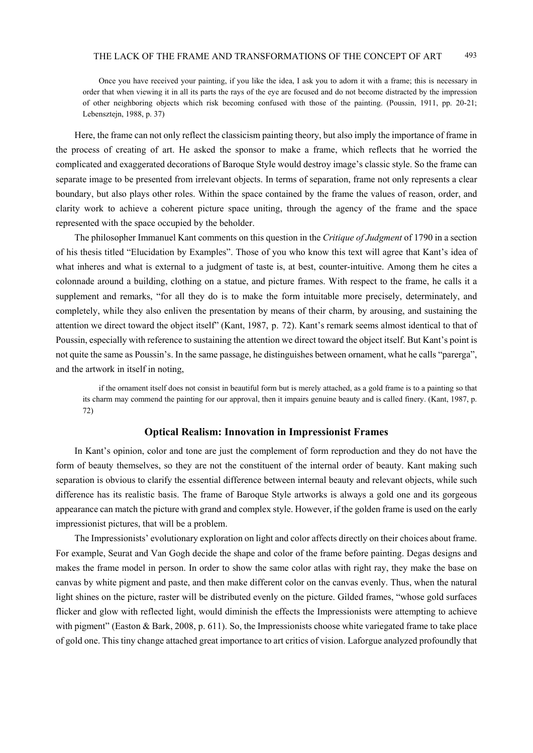> Once you have received your painting, if you like the idea, I ask you to adorn it with a frame; this is necessary in order that when viewing it in all its parts the rays of the eye are focused and do not become distracted by the impression of other neighboring objects which risk becoming confused with those of the painting. (Poussin, 1911, pp. 20-21; Lebensztejn, 1988, p. 37)

Here, the frame can not only reflect the classicism painting theory, but also imply the importance of frame in the process of creating of art. He asked the sponsor to make a frame, which reflects that he worried the complicated and exaggerated decorations of Baroque Style would destroy image's classic style. So the frame can separate image to be presented from irrelevant objects. In terms of separation, frame not only represents a clear boundary, but also plays other roles. Within the space contained by the frame the values of reason, order, and clarity work to achieve a coherent picture space uniting, through the agency of the frame and the space represented with the space occupied by the beholder.

The philosopher Immanuel Kant comments on this question in the *Critique of Judgment* of 1790 in a section of his thesis titled "Elucidation by Examples". Those of you who know this text will agree that Kant's idea of what inheres and what is external to a judgment of taste is, at best, counter-intuitive. Among them he cites a colonnade around a building, clothing on a statue, and picture frames. With respect to the frame, he calls it a supplement and remarks, "for all they do is to make the form intuitable more precisely, determinately, and completely, while they also enliven the presentation by means of their charm, by arousing, and sustaining the attention we direct toward the object itself" (Kant, 1987, p. 72). Kant's remark seems almost identical to that of Poussin, especially with reference to sustaining the attention we direct toward the object itself. But Kant's point is not quite the same as Poussin's. In the same passage, he distinguishes between ornament, what he calls "parerga", and the artwork in itself in noting,

> if the ornament itself does not consist in beautiful form but is merely attached, as a gold frame is to a painting so that its charm may commend the painting for our approval, then it impairs genuine beauty and is called finery. (Kant, 1987, p. 72)

## Optical Realism: Innovation in Impressionist Frames

In Kant's opinion, color and tone are just the complement of form reproduction and they do not have the form of beauty themselves, so they are not the constituent of the internal order of beauty. Kant making such separation is obvious to clarify the essential difference between internal beauty and relevant objects, while such difference has its realistic basis. The frame of Baroque Style artworks is always a gold one and its gorgeous appearance can match the picture with grand and complex style. However, if the golden frame is used on the early impressionist pictures, that will be a problem.

The Impressionists' evolutionary exploration on light and color affects directly on their choices about frame. For example, Seurat and Van Gogh decide the shape and color of the frame before painting. Degas designs and makes the frame model in person. In order to show the same color atlas with right ray, they make the base on canvas by white pigment and paste, and then make different color on the canvas evenly. Thus, when the natural light shines on the picture, raster will be distributed evenly on the picture. Gilded frames, "whose gold surfaces flicker and glow with reflected light, would diminish the effects the Impressionists were attempting to achieve with pigment" (Easton & Bark, 2008, p. 611). So, the Impressionists choose white variegated frame to take place of gold one. This tiny change attached great importance to art critics of vision. Laforgue analyzed profoundly that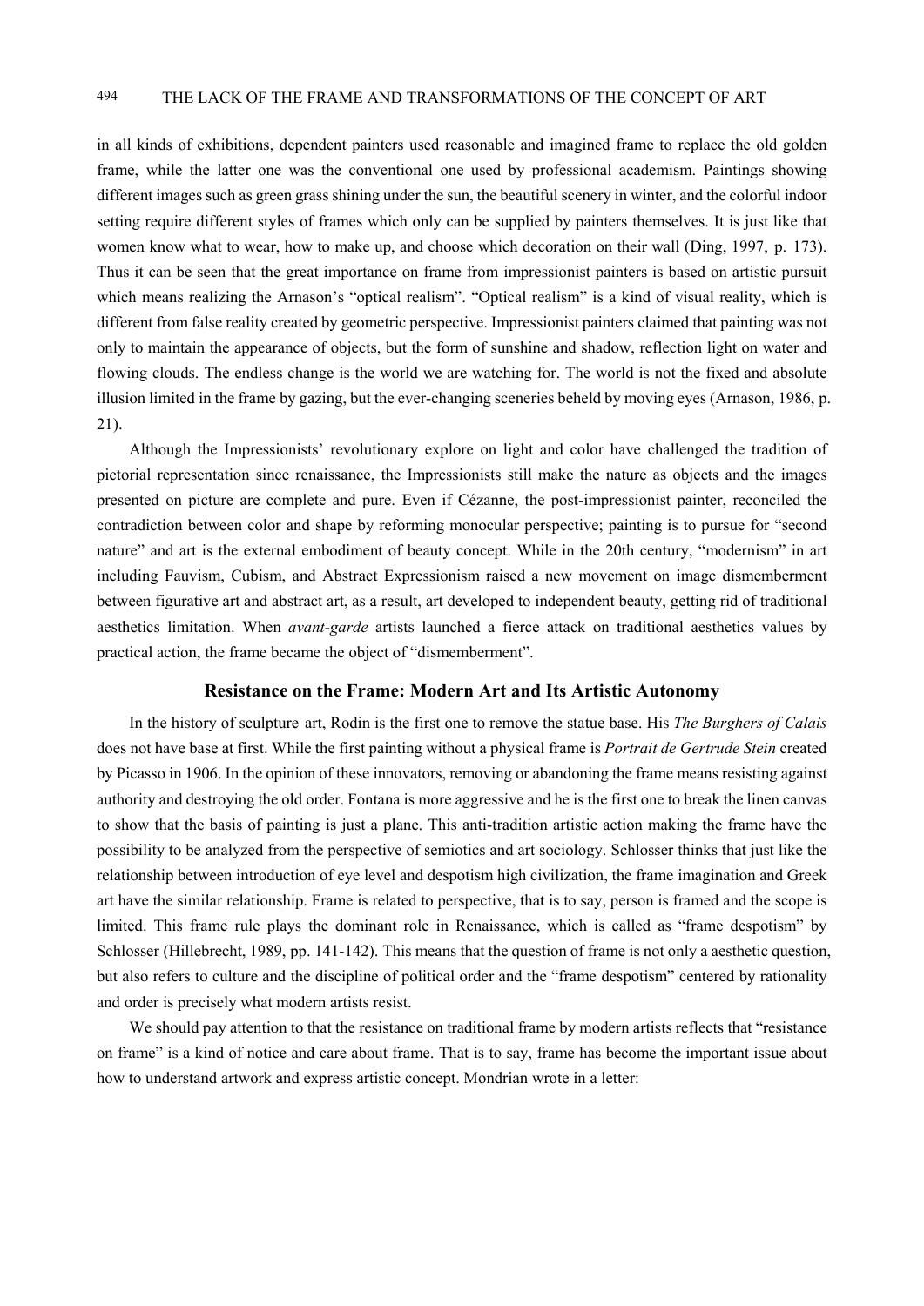in all kinds of exhibitions, dependent painters used reasonable and imagined frame to replace the old golden frame, while the latter one was the conventional one used by professional academism. Paintings showing different images such as green grass shining under the sun, the beautiful scenery in winter, and the colorful indoor setting require different styles of frames which only can be supplied by painters themselves. It is just like that women know what to wear, how to make up, and choose which decoration on their wall (Ding, 1997, p. 173). Thus it can be seen that the great importance on frame from impressionist painters is based on artistic pursuit which means realizing the Arnason's "optical realism". "Optical realism" is a kind of visual reality, which is different from false reality created by geometric perspective. Impressionist painters claimed that painting was not only to maintain the appearance of objects, but the form of sunshine and shadow, reflection light on water and flowing clouds. The endless change is the world we are watching for. The world is not the fixed and absolute illusion limited in the frame by gazing, but the ever-changing sceneries beheld by moving eyes (Arnason, 1986, p. 21).

Although the Impressionists' revolutionary explore on light and color have challenged the tradition of pictorial representation since renaissance, the Impressionists still make the nature as objects and the images presented on picture are complete and pure. Even if Cézanne, the post-impressionist painter, reconciled the contradiction between color and shape by reforming monocular perspective; painting is to pursue for "second nature" and art is the external embodiment of beauty concept. While in the 20th century, "modernism" in art including Fauvism, Cubism, and Abstract Expressionism raised a new movement on image dismemberment between figurative art and abstract art, as a result, art developed to independent beauty, getting rid of traditional aesthetics limitation. When *avant-garde* artists launched a fierce attack on traditional aesthetics values by practical action, the frame became the object of "dismemberment".

## Resistance on the Frame: Modern Art and Its Artistic Autonomy

In the history of sculpture art, Rodin is the first one to remove the statue base. His *The Burghers of Calais* does not have base at first. While the first painting without a physical frame is *Portrait de Gertrude Stein* created by Picasso in 1906. In the opinion of these innovators, removing or abandoning the frame means resisting against authority and destroying the old order. Fontana is more aggressive and he is the first one to break the linen canvas to show that the basis of painting is just a plane. This anti-tradition artistic action making the frame have the possibility to be analyzed from the perspective of semiotics and art sociology. Schlosser thinks that just like the relationship between introduction of eye level and despotism high civilization, the frame imagination and Greek art have the similar relationship. Frame is related to perspective, that is to say, person is framed and the scope is limited. This frame rule plays the dominant role in Renaissance, which is called as "frame despotism" by Schlosser (Hillebrecht, 1989, pp. 141-142). This means that the question of frame is not only a aesthetic question, but also refers to culture and the discipline of political order and the "frame despotism" centered by rationality and order is precisely what modern artists resist.

We should pay attention to that the resistance on traditional frame by modern artists reflects that "resistance on frame" is a kind of notice and care about frame. That is to say, frame has become the important issue about how to understand artwork and express artistic concept. Mondrian wrote in a letter: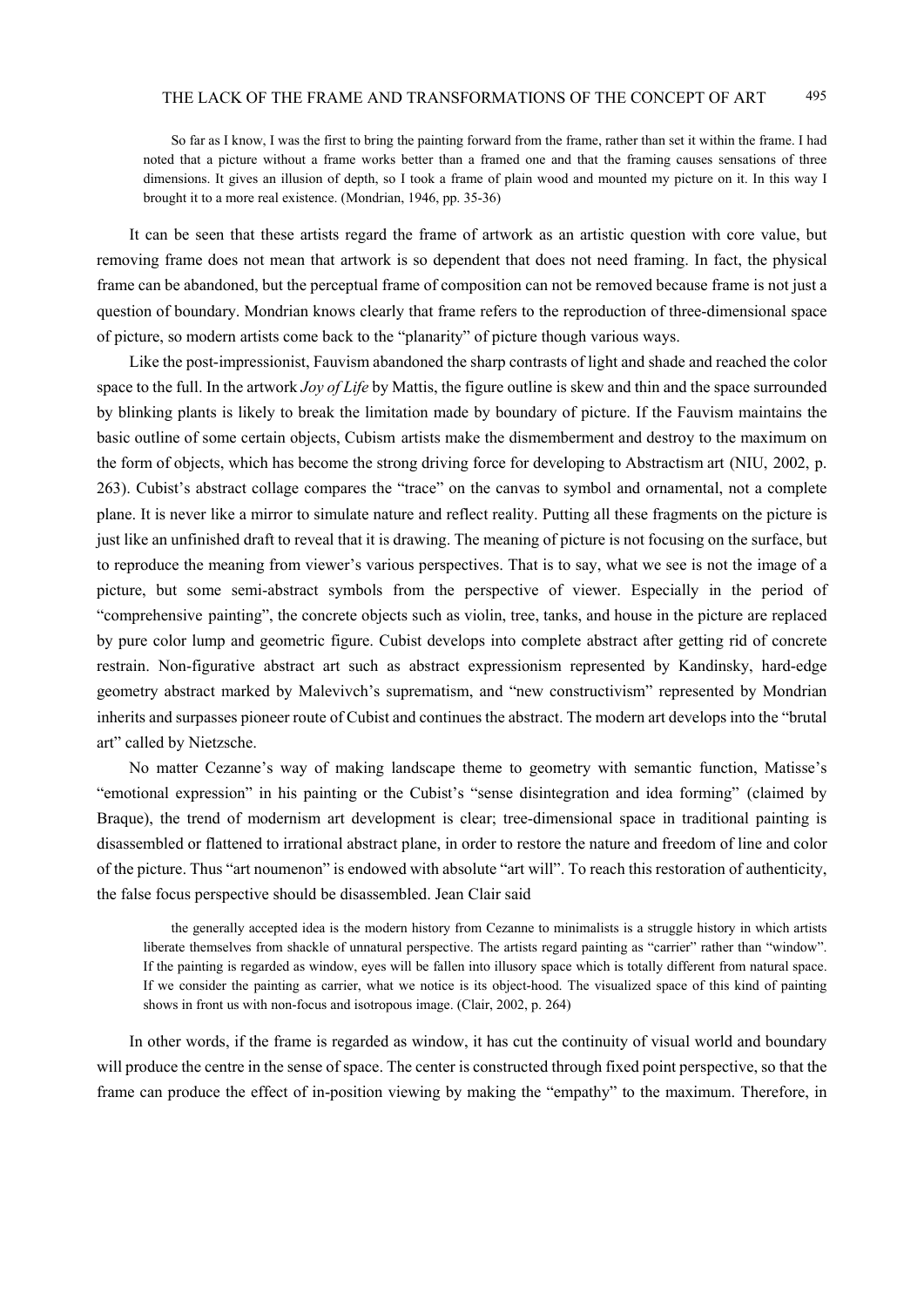> So far as I know, I was the first to bring the painting forward from the frame, rather than set it within the frame. I had noted that a picture without a frame works better than a framed one and that the framing causes sensations of three dimensions. It gives an illusion of depth, so I took a frame of plain wood and mounted my picture on it. In this way I brought it to a more real existence. (Mondrian, 1946, pp. 35-36)

It can be seen that these artists regard the frame of artwork as an artistic question with core value, but removing frame does not mean that artwork is so dependent that does not need framing. In fact, the physical frame can be abandoned, but the perceptual frame of composition can not be removed because frame is not just a question of boundary. Mondrian knows clearly that frame refers to the reproduction of three-dimensional space of picture, so modern artists come back to the "planarity" of picture though various ways.

Like the post-impressionist, Fauvism abandoned the sharp contrasts of light and shade and reached the color space to the full. In the artwork *Joy of Life* by Mattis, the figure outline is skew and thin and the space surrounded by blinking plants is likely to break the limitation made by boundary of picture. If the Fauvism maintains the basic outline of some certain objects, Cubism artists make the dismemberment and destroy to the maximum on the form of objects, which has become the strong driving force for developing to Abstractism art (NIU, 2002, p. 263). Cubist's abstract collage compares the "trace" on the canvas to symbol and ornamental, not a complete plane. It is never like a mirror to simulate nature and reflect reality. Putting all these fragments on the picture is just like an unfinished draft to reveal that it is drawing. The meaning of picture is not focusing on the surface, but to reproduce the meaning from viewer's various perspectives. That is to say, what we see is not the image of a picture, but some semi-abstract symbols from the perspective of viewer. Especially in the period of "comprehensive painting", the concrete objects such as violin, tree, tanks, and house in the picture are replaced by pure color lump and geometric figure. Cubist develops into complete abstract after getting rid of concrete restrain. Non-figurative abstract art such as abstract expressionism represented by Kandinsky, hard-edge geometry abstract marked by Malevivch's suprematism, and "new constructivism" represented by Mondrian inherits and surpasses pioneer route of Cubist and continues the abstract. The modern art develops into the "brutal art" called by Nietzsche.

No matter Cezanne's way of making landscape theme to geometry with semantic function, Matisse's "emotional expression" in his painting or the Cubist's "sense disintegration and idea forming" (claimed by Braque), the trend of modernism art development is clear; tree-dimensional space in traditional painting is disassembled or flattened to irrational abstract plane, in order to restore the nature and freedom of line and color of the picture. Thus "art noumenon" is endowed with absolute "art will". To reach this restoration of authenticity, the false focus perspective should be disassembled. Jean Clair said

> the generally accepted idea is the modern history from Cezanne to minimalists is a struggle history in which artists liberate themselves from shackle of unnatural perspective. The artists regard painting as "carrier" rather than "window". If the painting is regarded as window, eyes will be fallen into illusory space which is totally different from natural space. If we consider the painting as carrier, what we notice is its object-hood. The visualized space of this kind of painting shows in front us with non-focus and isotropous image. (Clair, 2002, p. 264)

In other words, if the frame is regarded as window, it has cut the continuity of visual world and boundary will produce the centre in the sense of space. The center is constructed through fixed point perspective, so that the frame can produce the effect of in-position viewing by making the "empathy" to the maximum. Therefore, in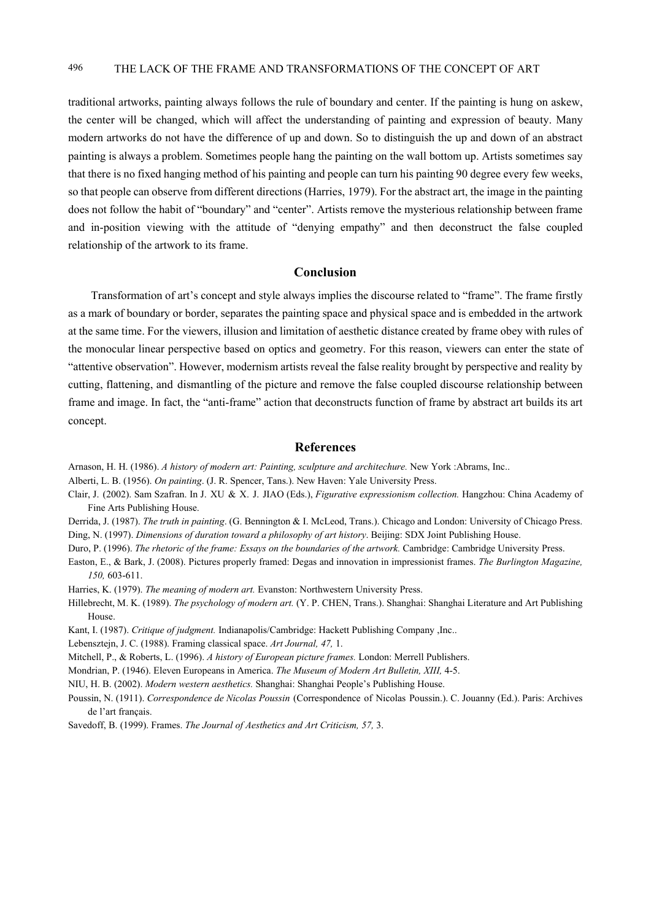traditional artworks, painting always follows the rule of boundary and center. If the painting is hung on askew, the center will be changed, which will affect the understanding of painting and expression of beauty. Many modern artworks do not have the difference of up and down. So to distinguish the up and down of an abstract painting is always a problem. Sometimes people hang the painting on the wall bottom up. Artists sometimes say that there is no fixed hanging method of his painting and people can turn his painting 90 degree every few weeks, so that people can observe from different directions (Harries, 1979). For the abstract art, the image in the painting does not follow the habit of "boundary" and "center". Artists remove the mysterious relationship between frame and in-position viewing with the attitude of "denying empathy" and then deconstruct the false coupled relationship of the artwork to its frame.

## Conclusion

Transformation of art's concept and style always implies the discourse related to "frame". The frame firstly as a mark of boundary or border, separates the painting space and physical space and is embedded in the artwork at the same time. For the viewers, illusion and limitation of aesthetic distance created by frame obey with rules of the monocular linear perspective based on optics and geometry. For this reason, viewers can enter the state of "attentive observation". However, modernism artists reveal the false reality brought by perspective and reality by cutting, flattening, and dismantling of the picture and remove the false coupled discourse relationship between frame and image. In fact, the "anti-frame" action that deconstructs function of frame by abstract art builds its art concept.

## References

Arnason, H. H. (1986). *A history of modern art: Painting, sculpture and architechure.* New York :Abrams, Inc..

Alberti, L. B. (1956). *On painting*. (J. R. Spencer, Tans.). New Haven: Yale University Press.

Clair, J. (2002). Sam Szafran. In J. XU & X. J. JIAO (Eds.), *Figurative expressionism collection.* Hangzhou: China Academy of Fine Arts Publishing House.

Derrida, J. (1987). *The truth in painting*. (G. Bennington & I. McLeod, Trans.). Chicago and London: University of Chicago Press.

Ding, N. (1997). *Dimensions of duration toward a philosophy of art history*. Beijing: SDX Joint Publishing House.

Duro, P. (1996). *The rhetoric of the frame: Essays on the boundaries of the artwork.* Cambridge: Cambridge University Press.

Easton, E., & Bark, J. (2008). Pictures properly framed: Degas and innovation in impressionist frames. *The Burlington Magazine, 150,* 603-611.

Harries, K. (1979). *The meaning of modern art.* Evanston: Northwestern University Press.

Hillebrecht, M. K. (1989). *The psychology of modern art.* (Y. P. CHEN, Trans.). Shanghai: Shanghai Literature and Art Publishing House.

Kant, I. (1987). *Critique of judgment.* Indianapolis/Cambridge: Hackett Publishing Company ,Inc..

Lebensztejn, J. C. (1988). Framing classical space. *Art Journal, 47,* 1.

Mitchell, P., & Roberts, L. (1996). *A history of European picture frames.* London: Merrell Publishers.

Mondrian, P. (1946). Eleven Europeans in America. *The Museum of Modern Art Bulletin, XIII,* 4-5.

NIU, H. B. (2002). *Modern western aesthetics.* Shanghai: Shanghai People's Publishing House.

Poussin, N. (1911). *Correspondence de Nicolas Poussin* (Correspondence of Nicolas Poussin.). C. Jouanny (Ed.). Paris: Archives de l'art français.

Savedoff, B. (1999). Frames. *The Journal of Aesthetics and Art Criticism, 57,* 3.